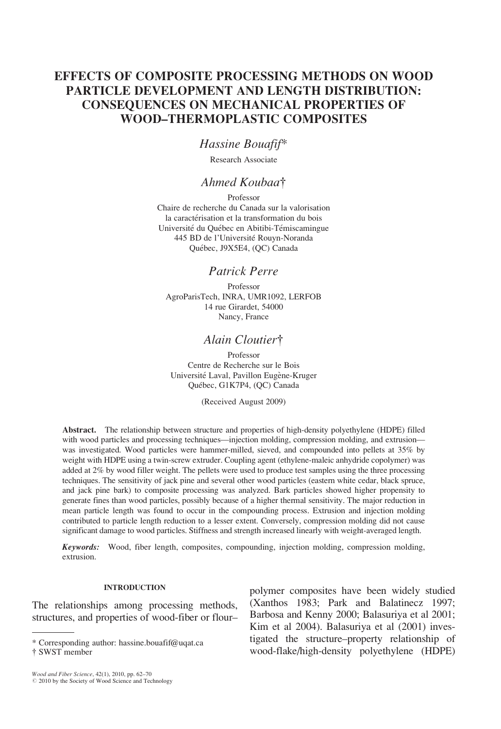# EFFECTS OF COMPOSITE PROCESSING METHODS ON WOOD PARTICLE DEVELOPMENT AND LENGTH DISTRIBUTION: CONSEQUENCES ON MECHANICAL PROPERTIES OF WOOD–THERMOPLASTIC COMPOSITES

*Hassine Bouafif**

Research Associate

*Ahmed Koubaa†*

Professor
Chaire de recherche du Canada sur la valorisation
la caractérisation et la transformation du bois
Université du Québec en Abitibi-Témiscamingue
445 BD de l'Université Rouyn-Noranda
Québec, J9X5E4, (QC) Canada

*Patrick Perre*

Professor
AgroParisTech, INRA, UMR1092, LERFOB
14 rue Girardet, 54000
Nancy, France

*Alain Cloutier†*

Professor
Centre de Recherche sur le Bois
Université Laval, Pavillon Eugène-Kruger
Québec, G1K7P4, (QC) Canada

(Received August 2009)

**Abstract.** The relationship between structure and properties of high-density polyethylene (HDPE) filled with wood particles and processing techniques—injection molding, compression molding, and extrusion—was investigated. Wood particles were hammer-milled, sieved, and compounded into pellets at 35% by weight with HDPE using a twin-screw extruder. Coupling agent (ethylene-maleic anhydride copolymer) was added at 2% by wood filler weight. The pellets were used to produce test samples using the three processing techniques. The sensitivity of jack pine and several other wood particles (eastern white cedar, black spruce, and jack pine bark) to composite processing was analyzed. Bark particles showed higher propensity to generate fines than wood particles, possibly because of a higher thermal sensitivity. The major reduction in mean particle length was found to occur in the compounding process. Extrusion and injection molding contributed to particle length reduction to a lesser extent. Conversely, compression molding did not cause significant damage to wood particles. Stiffness and strength increased linearly with weight-averaged length.

***Keywords:*** Wood, fiber length, composites, compounding, injection molding, compression molding, extrusion.

## INTRODUCTION

The relationships among processing methods, structures, and properties of wood-fiber or flour–polymer composites have been widely studied (Xanthos 1983; Park and Balatinecz 1997; Barbosa and Kenny 2000; Balasuriya et al 2001; Kim et al 2004). Balasuriya et al (2001) investigated the structure–property relationship of wood-flake/high-density polyethylene (HDPE)

\* Corresponding author: hassine.bouafif@uqat.ca
† SWST member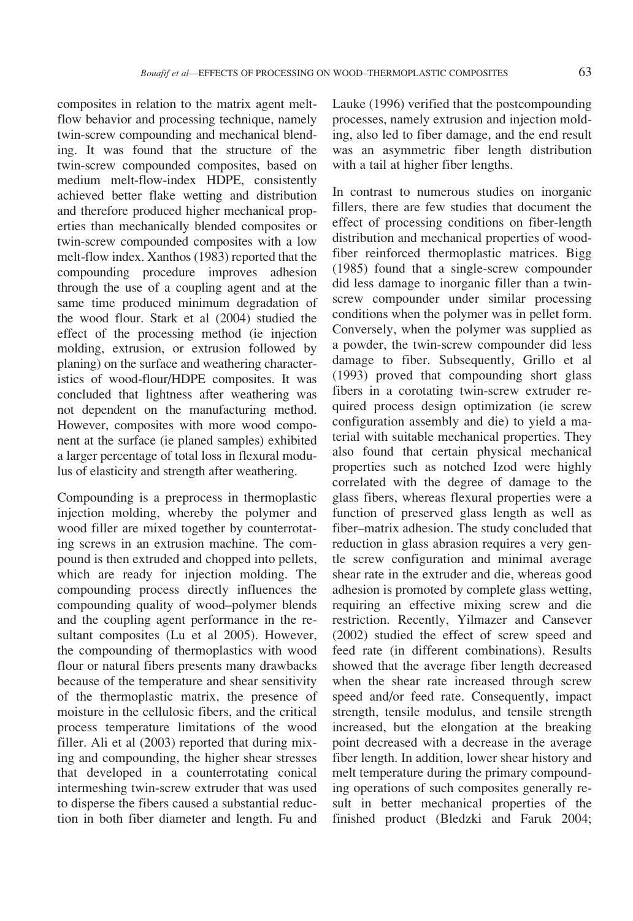composites in relation to the matrix agent melt-flow behavior and processing technique, namely twin-screw compounding and mechanical blending. It was found that the structure of the twin-screw compounded composites, based on medium melt-flow-index HDPE, consistently achieved better flake wetting and distribution and therefore produced higher mechanical properties than mechanically blended composites or twin-screw compounded composites with a low melt-flow index. Xanthos (1983) reported that the compounding procedure improves adhesion through the use of a coupling agent and at the same time produced minimum degradation of the wood flour. Stark et al (2004) studied the effect of the processing method (ie injection molding, extrusion, or extrusion followed by planing) on the surface and weathering characteristics of wood-flour/HDPE composites. It was concluded that lightness after weathering was not dependent on the manufacturing method. However, composites with more wood component at the surface (ie planed samples) exhibited a larger percentage of total loss in flexural modulus of elasticity and strength after weathering.

Compounding is a preprocess in thermoplastic injection molding, whereby the polymer and wood filler are mixed together by counterrotating screws in an extrusion machine. The compound is then extruded and chopped into pellets, which are ready for injection molding. The compounding process directly influences the compounding quality of wood–polymer blends and the coupling agent performance in the resultant composites (Lu et al 2005). However, the compounding of thermoplastics with wood flour or natural fibers presents many drawbacks because of the temperature and shear sensitivity of the thermoplastic matrix, the presence of moisture in the cellulosic fibers, and the critical process temperature limitations of the wood filler. Ali et al (2003) reported that during mixing and compounding, the higher shear stresses that developed in a counterrotating conical intermeshing twin-screw extruder that was used to disperse the fibers caused a substantial reduction in both fiber diameter and length. Fu and Lauke (1996) verified that the postcompounding processes, namely extrusion and injection molding, also led to fiber damage, and the end result was an asymmetric fiber length distribution with a tail at higher fiber lengths.

In contrast to numerous studies on inorganic fillers, there are few studies that document the effect of processing conditions on fiber-length distribution and mechanical properties of wood-fiber reinforced thermoplastic matrices. Bigg (1985) found that a single-screw compounder did less damage to inorganic filler than a twin-screw compounder under similar processing conditions when the polymer was in pellet form. Conversely, when the polymer was supplied as a powder, the twin-screw compounder did less damage to fiber. Subsequently, Grillo et al (1993) proved that compounding short glass fibers in a corotating twin-screw extruder required process design optimization (ie screw configuration assembly and die) to yield a material with suitable mechanical properties. They also found that certain physical mechanical properties such as notched Izod were highly correlated with the degree of damage to the glass fibers, whereas flexural properties were a function of preserved glass length as well as fiber–matrix adhesion. The study concluded that reduction in glass abrasion requires a very gentle screw configuration and minimal average shear rate in the extruder and die, whereas good adhesion is promoted by complete glass wetting, requiring an effective mixing screw and die restriction. Recently, Yilmazer and Cansever (2002) studied the effect of screw speed and feed rate (in different combinations). Results showed that the average fiber length decreased when the shear rate increased through screw speed and/or feed rate. Consequently, impact strength, tensile modulus, and tensile strength increased, but the elongation at the breaking point decreased with a decrease in the average fiber length. In addition, lower shear history and melt temperature during the primary compounding operations of such composites generally result in better mechanical properties of the finished product (Bledzki and Faruk 2004;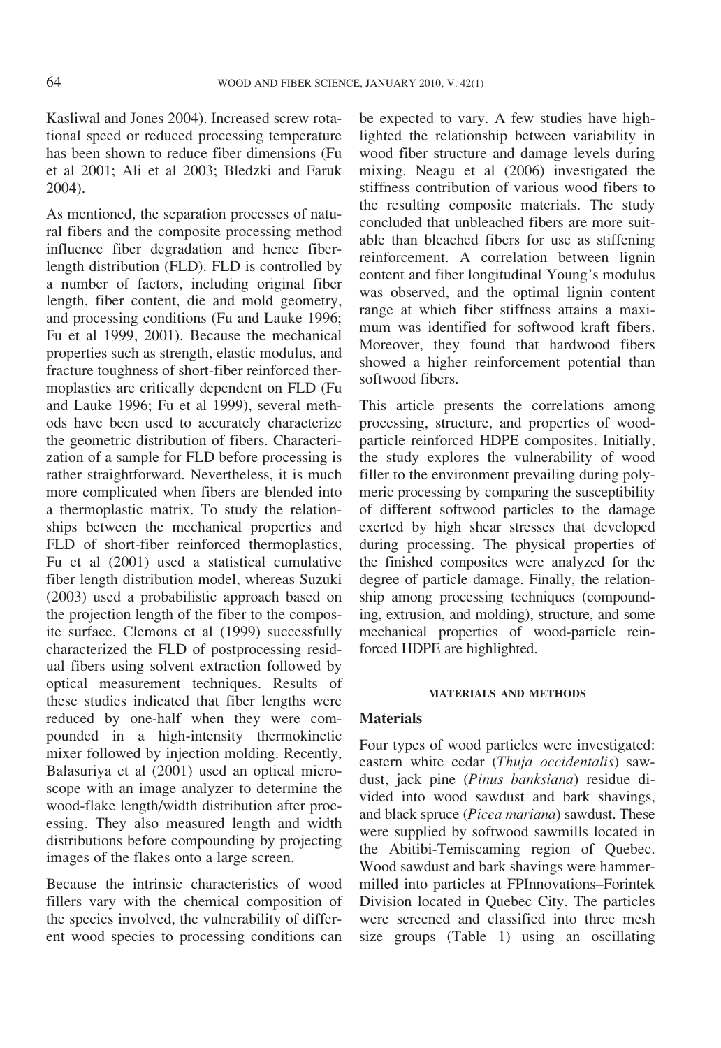Kasliwal and Jones 2004). Increased screw rotational speed or reduced processing temperature has been shown to reduce fiber dimensions (Fu et al 2001; Ali et al 2003; Bledzki and Faruk 2004).

As mentioned, the separation processes of natural fibers and the composite processing method influence fiber degradation and hence fiber-length distribution (FLD). FLD is controlled by a number of factors, including original fiber length, fiber content, die and mold geometry, and processing conditions (Fu and Lauke 1996; Fu et al 1999, 2001). Because the mechanical properties such as strength, elastic modulus, and fracture toughness of short-fiber reinforced thermoplastics are critically dependent on FLD (Fu and Lauke 1996; Fu et al 1999), several methods have been used to accurately characterize the geometric distribution of fibers. Characterization of a sample for FLD before processing is rather straightforward. Nevertheless, it is much more complicated when fibers are blended into a thermoplastic matrix. To study the relationships between the mechanical properties and FLD of short-fiber reinforced thermoplastics, Fu et al (2001) used a statistical cumulative fiber length distribution model, whereas Suzuki (2003) used a probabilistic approach based on the projection length of the fiber to the composite surface. Clemons et al (1999) successfully characterized the FLD of postprocessing residual fibers using solvent extraction followed by optical measurement techniques. Results of these studies indicated that fiber lengths were reduced by one-half when they were compounded in a high-intensity thermokinetic mixer followed by injection molding. Recently, Balasuriya et al (2001) used an optical microscope with an image analyzer to determine the wood-flake length/width distribution after processing. They also measured length and width distributions before compounding by projecting images of the flakes onto a large screen.

Because the intrinsic characteristics of wood fillers vary with the chemical composition of the species involved, the vulnerability of different wood species to processing conditions can be expected to vary. A few studies have highlighted the relationship between variability in wood fiber structure and damage levels during mixing. Neagu et al (2006) investigated the stiffness contribution of various wood fibers to the resulting composite materials. The study concluded that unbleached fibers are more suitable than bleached fibers for use as stiffening reinforcement. A correlation between lignin content and fiber longitudinal Young's modulus was observed, and the optimal lignin content range at which fiber stiffness attains a maximum was identified for softwood kraft fibers. Moreover, they found that hardwood fibers showed a higher reinforcement potential than softwood fibers.

This article presents the correlations among processing, structure, and properties of wood-particle reinforced HDPE composites. Initially, the study explores the vulnerability of wood filler to the environment prevailing during polymeric processing by comparing the susceptibility of different softwood particles to the damage exerted by high shear stresses that developed during processing. The physical properties of the finished composites were analyzed for the degree of particle damage. Finally, the relationship among processing techniques (compounding, extrusion, and molding), structure, and some mechanical properties of wood-particle reinforced HDPE are highlighted.

## MATERIALS AND METHODS

### Materials

Four types of wood particles were investigated: eastern white cedar (*Thuja occidentalis*) sawdust, jack pine (*Pinus banksiana*) residue divided into wood sawdust and bark shavings, and black spruce (*Picea mariana*) sawdust. These were supplied by softwood sawmills located in the Abitibi-Temiscaming region of Quebec. Wood sawdust and bark shavings were hammer-milled into particles at FPInnovations–Forintek Division located in Quebec City. The particles were screened and classified into three mesh size groups (Table 1) using an oscillating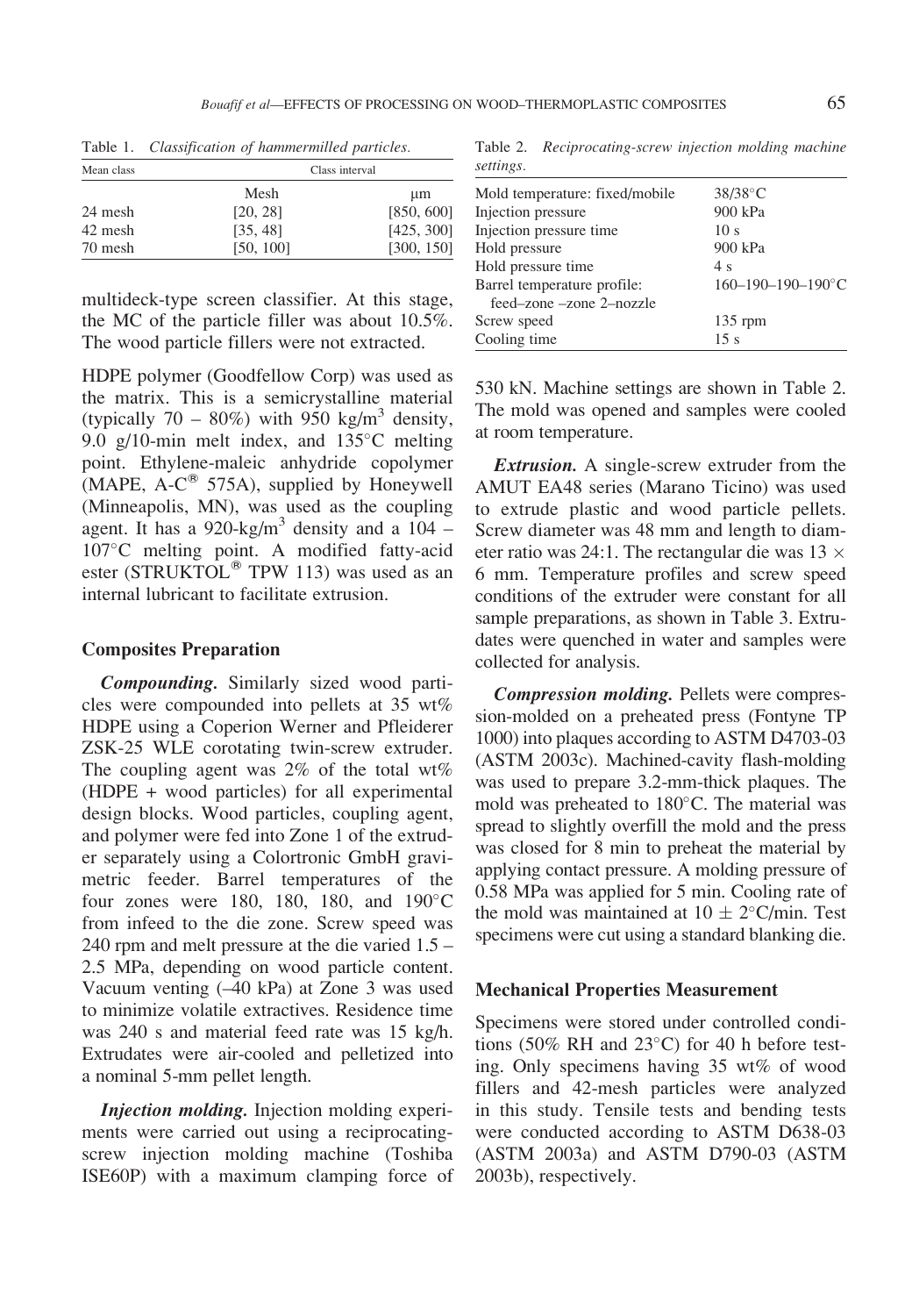Table 1. *Classification of hammermilled particles.*

| Mean class | Class interval | |
|---|---|---|
| | Mesh | μm |
| 24 mesh | [20, 28] | [850, 600] |
| 42 mesh | [35, 48] | [425, 300] |
| 70 mesh | [50, 100] | [300, 150] |

multideck-type screen classifier. At this stage, the MC of the particle filler was about 10.5%. The wood particle fillers were not extracted.

HDPE polymer (Goodfellow Corp) was used as the matrix. This is a semicrystalline material (typically 70 – 80%) with 950 kg/m$^3$ density, 9.0 g/10-min melt index, and 135°C melting point. Ethylene-maleic anhydride copolymer (MAPE, A-C® 575A), supplied by Honeywell (Minneapolis, MN), was used as the coupling agent. It has a 920-kg/m$^3$ density and a 104 – 107°C melting point. A modified fatty-acid ester (STRUKTOL® TPW 113) was used as an internal lubricant to facilitate extrusion.

### Composites Preparation

***Compounding.*** Similarly sized wood particles were compounded into pellets at 35 wt% HDPE using a Coperion Werner and Pfleiderer ZSK-25 WLE corotating twin-screw extruder. The coupling agent was 2% of the total wt% (HDPE + wood particles) for all experimental design blocks. Wood particles, coupling agent, and polymer were fed into Zone 1 of the extruder separately using a Colortronic GmbH gravimetric feeder. Barrel temperatures of the four zones were 180, 180, 180, and 190°C from infeed to the die zone. Screw speed was 240 rpm and melt pressure at the die varied 1.5 – 2.5 MPa, depending on wood particle content. Vacuum venting (–40 kPa) at Zone 3 was used to minimize volatile extractives. Residence time was 240 s and material feed rate was 15 kg/h. Extrudates were air-cooled and pelletized into a nominal 5-mm pellet length.

***Injection molding.*** Injection molding experiments were carried out using a reciprocating-screw injection molding machine (Toshiba ISE60P) with a maximum clamping force of 530 kN. Machine settings are shown in Table 2. The mold was opened and samples were cooled at room temperature.

Table 2. *Reciprocating-screw injection molding machine settings.*

| | |
|---|---|
| Mold temperature: fixed/mobile | 38/38°C |
| Injection pressure | 900 kPa |
| Injection pressure time | 10 s |
| Hold pressure | 900 kPa |
| Hold pressure time | 4 s |
| Barrel temperature profile: feed–zone –zone 2–nozzle | 160–190–190–190°C |
| Screw speed | 135 rpm |
| Cooling time | 15 s |

***Extrusion.*** A single-screw extruder from the AMUT EA48 series (Marano Ticino) was used to extrude plastic and wood particle pellets. Screw diameter was 48 mm and length to diameter ratio was 24:1. The rectangular die was 13 × 6 mm. Temperature profiles and screw speed conditions of the extruder were constant for all sample preparations, as shown in Table 3. Extrudates were quenched in water and samples were collected for analysis.

***Compression molding.*** Pellets were compression-molded on a preheated press (Fontyne TP 1000) into plaques according to ASTM D4703-03 (ASTM 2003c). Machined-cavity flash-molding was used to prepare 3.2-mm-thick plaques. The mold was preheated to 180°C. The material was spread to slightly overfill the mold and the press was closed for 8 min to preheat the material by applying contact pressure. A molding pressure of 0.58 MPa was applied for 5 min. Cooling rate of the mold was maintained at 10 ± 2°C/min. Test specimens were cut using a standard blanking die.

### Mechanical Properties Measurement

Specimens were stored under controlled conditions (50% RH and 23°C) for 40 h before testing. Only specimens having 35 wt% of wood fillers and 42-mesh particles were analyzed in this study. Tensile tests and bending tests were conducted according to ASTM D638-03 (ASTM 2003a) and ASTM D790-03 (ASTM 2003b), respectively.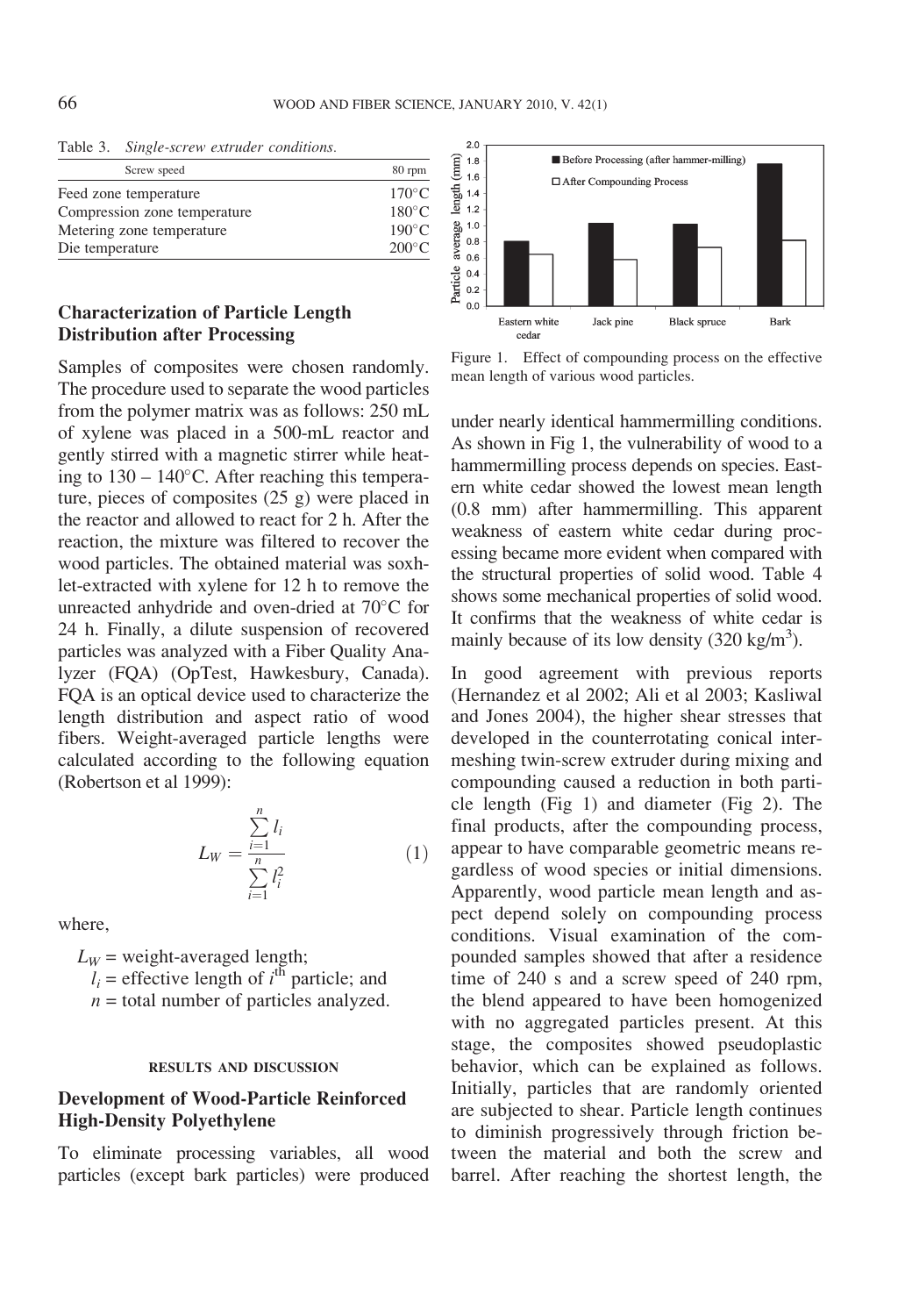Table 3. *Single-screw extruder conditions.*

| Screw speed | 80 rpm |
|---|---|
| Feed zone temperature | 170°C |
| Compression zone temperature | 180°C |
| Metering zone temperature | 190°C |
| Die temperature | 200°C |

## Characterization of Particle Length Distribution after Processing

Samples of composites were chosen randomly. The procedure used to separate the wood particles from the polymer matrix was as follows: 250 mL of xylene was placed in a 500-mL reactor and gently stirred with a magnetic stirrer while heating to 130 – 140°C. After reaching this temperature, pieces of composites (25 g) were placed in the reactor and allowed to react for 2 h. After the reaction, the mixture was filtered to recover the wood particles. The obtained material was soxhlet-extracted with xylene for 12 h to remove the unreacted anhydride and oven-dried at 70°C for 24 h. Finally, a dilute suspension of recovered particles was analyzed with a Fiber Quality Analyzer (FQA) (OpTest, Hawkesbury, Canada). FQA is an optical device used to characterize the length distribution and aspect ratio of wood fibers. Weight-averaged particle lengths were calculated according to the following equation (Robertson et al 1999):

$$L_W = \frac{\sum_{i=1}^{n} l_i}{\sum_{i=1}^{n} l_i^2} \quad (1)$$

where,

$L_W$ = weight-averaged length;
$l_i$ = effective length of $i^{th}$ particle; and
$n$ = total number of particles analyzed.

## RESULTS AND DISCUSSION

### Development of Wood-Particle Reinforced High-Density Polyethylene

To eliminate processing variables, all wood particles (except bark particles) were produced under nearly identical hammermilling conditions. As shown in Fig 1, the vulnerability of wood to a hammermilling process depends on species. Eastern white cedar showed the lowest mean length (0.8 mm) after hammermilling. This apparent weakness of eastern white cedar during processing became more evident when compared with the structural properties of solid wood. Table 4 shows some mechanical properties of solid wood. It confirms that the weakness of white cedar is mainly because of its low density (320 kg/m$^3$).

Figure 1. Effect of compounding process on the effective mean length of various wood particles.

In good agreement with previous reports (Hernandez et al 2002; Ali et al 2003; Kasliwal and Jones 2004), the higher shear stresses that developed in the counterrotating conical intermeshing twin-screw extruder during mixing and compounding caused a reduction in both particle length (Fig 1) and diameter (Fig 2). The final products, after the compounding process, appear to have comparable geometric means regardless of wood species or initial dimensions. Apparently, wood particle mean length and aspect depend solely on compounding process conditions. Visual examination of the compounded samples showed that after a residence time of 240 s and a screw speed of 240 rpm, the blend appeared to have been homogenized with no aggregated particles present. At this stage, the composites showed pseudoplastic behavior, which can be explained as follows. Initially, particles that are randomly oriented are subjected to shear. Particle length continues to diminish progressively through friction between the material and both the screw and barrel. After reaching the shortest length, the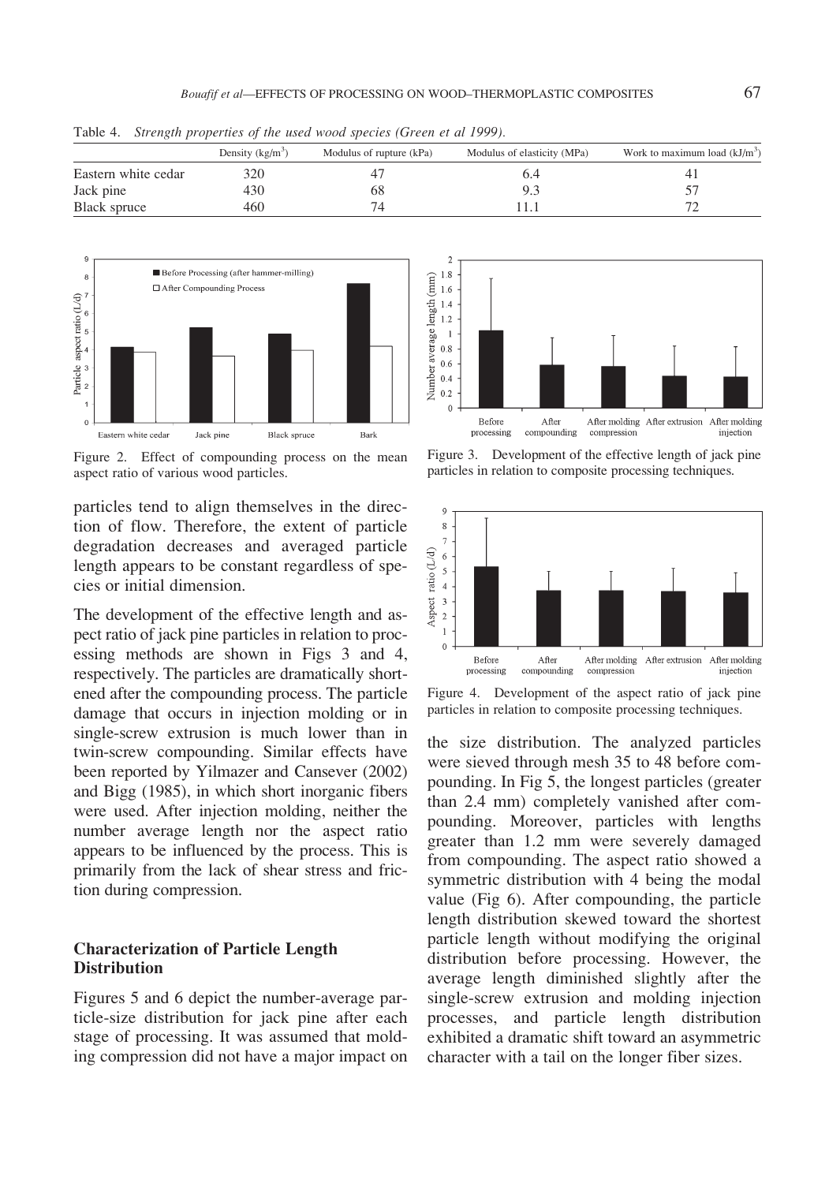Table 4. *Strength properties of the used wood species (Green et al 1999).*

| | Density (kg/m$^3$) | Modulus of rupture (kPa) | Modulus of elasticity (MPa) | Work to maximum load (kJ/m$^3$) |
|---|---|---|---|---|
| Eastern white cedar | 320 | 47 | 6.4 | 41 |
| Jack pine | 430 | 68 | 9.3 | 57 |
| Black spruce | 460 | 74 | 11.1 | 72 |

Figure 2. Effect of compounding process on the mean aspect ratio of various wood particles.

Figure 3. Development of the effective length of jack pine particles in relation to composite processing techniques.

Figure 4. Development of the aspect ratio of jack pine particles in relation to composite processing techniques.

particles tend to align themselves in the direction of flow. Therefore, the extent of particle degradation decreases and averaged particle length appears to be constant regardless of species or initial dimension.

The development of the effective length and aspect ratio of jack pine particles in relation to processing methods are shown in Figs 3 and 4, respectively. The particles are dramatically shortened after the compounding process. The particle damage that occurs in injection molding or in single-screw extrusion is much lower than in twin-screw compounding. Similar effects have been reported by Yilmazer and Cansever (2002) and Bigg (1985), in which short inorganic fibers were used. After injection molding, neither the number average length nor the aspect ratio appears to be influenced by the process. This is primarily from the lack of shear stress and friction during compression.

### Characterization of Particle Length Distribution

Figures 5 and 6 depict the number-average particle-size distribution for jack pine after each stage of processing. It was assumed that molding compression did not have a major impact on the size distribution. The analyzed particles were sieved through mesh 35 to 48 before compounding. In Fig 5, the longest particles (greater than 2.4 mm) completely vanished after compounding. Moreover, particles with lengths greater than 1.2 mm were severely damaged from compounding. The aspect ratio showed a symmetric distribution with 4 being the modal value (Fig 6). After compounding, the particle length distribution skewed toward the shortest particle length without modifying the original distribution before processing. However, the average length diminished slightly after the single-screw extrusion and molding injection processes, and particle length distribution exhibited a dramatic shift toward an asymmetric character with a tail on the longer fiber sizes.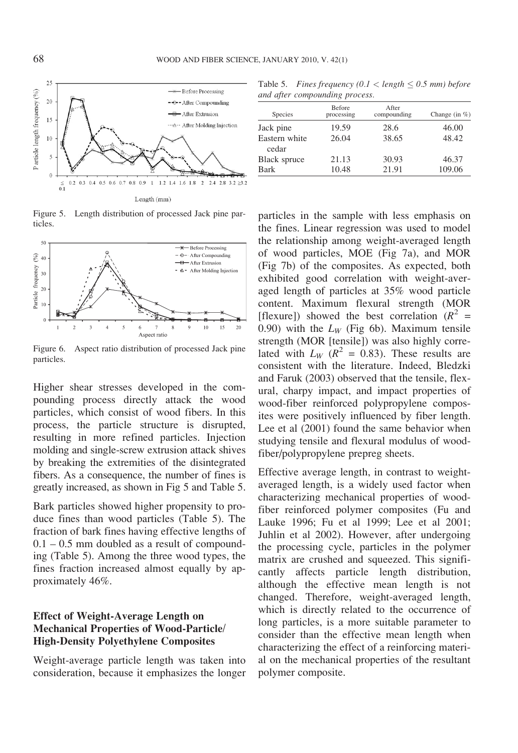Figure 5. Length distribution of processed Jack pine particles.

Figure 6. Aspect ratio distribution of processed Jack pine particles.

Higher shear stresses developed in the compounding process directly attack the wood particles, which consist of wood fibers. In this process, the particle structure is disrupted, resulting in more refined particles. Injection molding and single-screw extrusion attack shives by breaking the extremities of the disintegrated fibers. As a consequence, the number of fines is greatly increased, as shown in Fig 5 and Table 5.

Bark particles showed higher propensity to produce fines than wood particles (Table 5). The fraction of bark fines having effective lengths of 0.1 – 0.5 mm doubled as a result of compounding (Table 5). Among the three wood types, the fines fraction increased almost equally by approximately 46%.

Table 5. *Fines frequency ($0.1 < \text{length} \leq 0.5$ mm) before and after compounding process.*

| Species | Before processing | After compounding | Change (in %) |
|---|---|---|---|
| Jack pine | 19.59 | 28.6 | 46.00 |
| Eastern white cedar | 26.04 | 38.65 | 48.42 |
| Black spruce | 21.13 | 30.93 | 46.37 |
| Bark | 10.48 | 21.91 | 109.06 |

### Effect of Weight-Average Length on Mechanical Properties of Wood-Particle/High-Density Polyethylene Composites

Weight-average particle length was taken into consideration, because it emphasizes the longer particles in the sample with less emphasis on the fines. Linear regression was used to model the relationship among weight-averaged length of wood particles, MOE (Fig 7a), and MOR (Fig 7b) of the composites. As expected, both exhibited good correlation with weight-averaged length of particles at 35% wood particle content. Maximum flexural strength (MOR [flexure]) showed the best correlation ($R^2$ = 0.90) with the $L_W$ (Fig 6b). Maximum tensile strength (MOR [tensile]) was also highly correlated with $L_W$ ($R^2$ = 0.83). These results are consistent with the literature. Indeed, Bledzki and Faruk (2003) observed that the tensile, flexural, charpy impact, and impact properties of wood-fiber reinforced polypropylene composites were positively influenced by fiber length. Lee et al (2001) found the same behavior when studying tensile and flexural modulus of wood-fiber/polypropylene prepreg sheets.

Effective average length, in contrast to weight-averaged length, is a widely used factor when characterizing mechanical properties of wood-fiber reinforced polymer composites (Fu and Lauke 1996; Fu et al 1999; Lee et al 2001; Juhlin et al 2002). However, after undergoing the processing cycle, particles in the polymer matrix are crushed and squeezed. This significantly affects particle length distribution, although the effective mean length is not changed. Therefore, weight-averaged length, which is directly related to the occurrence of long particles, is a more suitable parameter to consider than the effective mean length when characterizing the effect of a reinforcing material on the mechanical properties of the resultant polymer composite.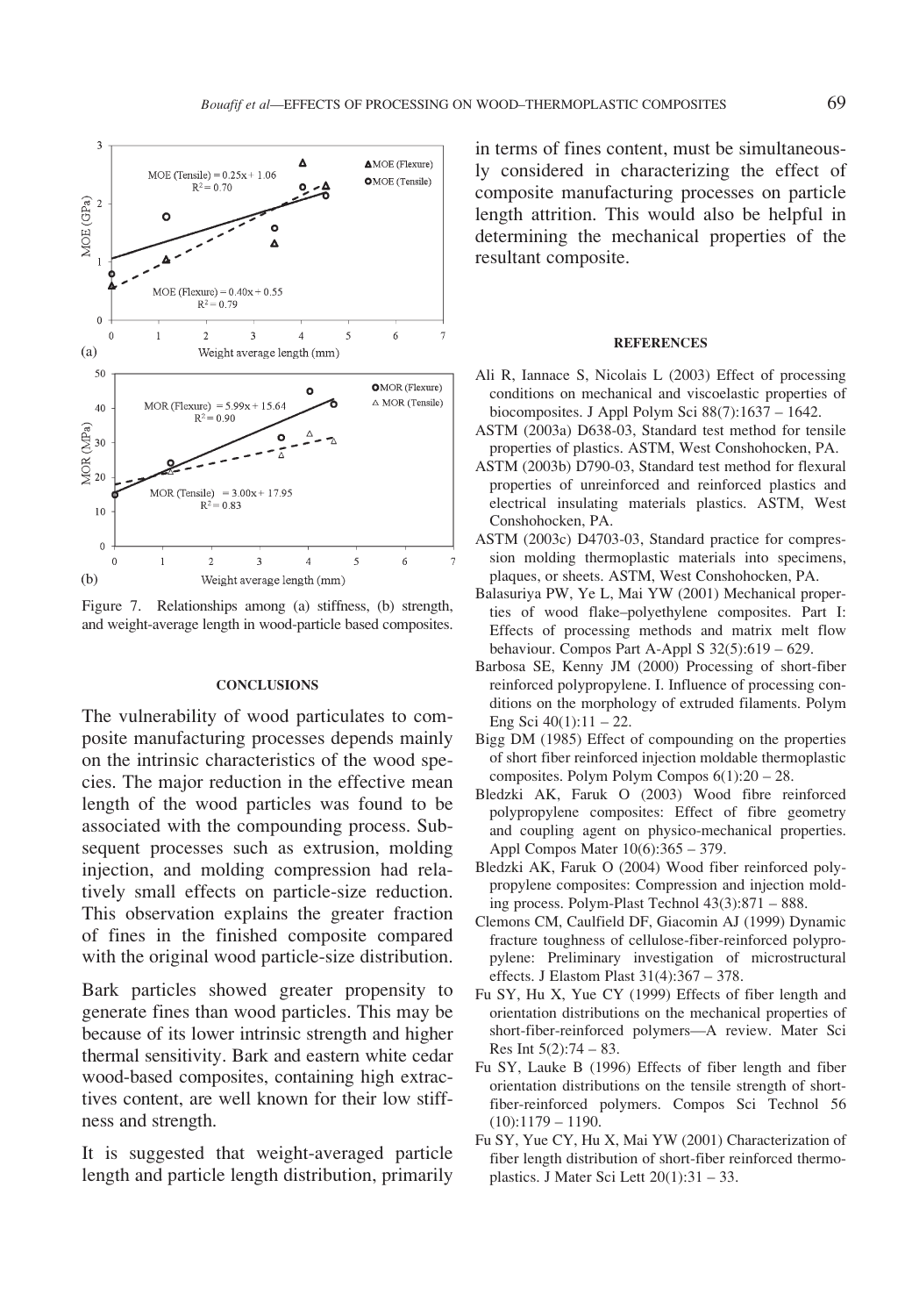Figure 7. Relationships among (a) stiffness, (b) strength, and weight-average length in wood-particle based composites.

## CONCLUSIONS

The vulnerability of wood particulates to composite manufacturing processes depends mainly on the intrinsic characteristics of the wood species. The major reduction in the effective mean length of the wood particles was found to be associated with the compounding process. Subsequent processes such as extrusion, molding injection, and molding compression had relatively small effects on particle-size reduction. This observation explains the greater fraction of fines in the finished composite compared with the original wood particle-size distribution.

Bark particles showed greater propensity to generate fines than wood particles. This may be because of its lower intrinsic strength and higher thermal sensitivity. Bark and eastern white cedar wood-based composites, containing high extractives content, are well known for their low stiffness and strength.

It is suggested that weight-averaged particle length and particle length distribution, primarily in terms of fines content, must be simultaneously considered in characterizing the effect of composite manufacturing processes on particle length attrition. This would also be helpful in determining the mechanical properties of the resultant composite.

## REFERENCES

Ali R, Iannace S, Nicolais L (2003) Effect of processing conditions on mechanical and viscoelastic properties of biocomposites. J Appl Polym Sci 88(7):1637 – 1642.

ASTM (2003a) D638-03, Standard test method for tensile properties of plastics. ASTM, West Conshohocken, PA.

ASTM (2003b) D790-03, Standard test method for flexural properties of unreinforced and reinforced plastics and electrical insulating materials plastics. ASTM, West Conshohocken, PA.

ASTM (2003c) D4703-03, Standard practice for compression molding thermoplastic materials into specimens, plaques, or sheets. ASTM, West Conshohocken, PA.

Balasuriya PW, Ye L, Mai YW (2001) Mechanical properties of wood flake–polyethylene composites. Part I: Effects of processing methods and matrix melt flow behaviour. Compos Part A-Appl S 32(5):619 – 629.

Barbosa SE, Kenny JM (2000) Processing of short-fiber reinforced polypropylene. I. Influence of processing conditions on the morphology of extruded filaments. Polym Eng Sci 40(1):11 – 22.

Bigg DM (1985) Effect of compounding on the properties of short fiber reinforced injection moldable thermoplastic composites. Polym Polym Compos 6(1):20 – 28.

Bledzki AK, Faruk O (2003) Wood fibre reinforced polypropylene composites: Effect of fibre geometry and coupling agent on physico-mechanical properties. Appl Compos Mater 10(6):365 – 379.

Bledzki AK, Faruk O (2004) Wood fiber reinforced polypropylene composites: Compression and injection molding process. Polym-Plast Technol 43(3):871 – 888.

Clemons CM, Caulfield DF, Giacomin AJ (1999) Dynamic fracture toughness of cellulose-fiber-reinforced polypropylene: Preliminary investigation of microstructural effects. J Elastom Plast 31(4):367 – 378.

Fu SY, Hu X, Yue CY (1999) Effects of fiber length and orientation distributions on the mechanical properties of short-fiber-reinforced polymers—A review. Mater Sci Res Int 5(2):74 – 83.

Fu SY, Lauke B (1996) Effects of fiber length and fiber orientation distributions on the tensile strength of short-fiber-reinforced polymers. Compos Sci Technol 56 (10):1179 – 1190.

Fu SY, Yue CY, Hu X, Mai YW (2001) Characterization of fiber length distribution of short-fiber reinforced thermoplastics. J Mater Sci Lett 20(1):31 – 33.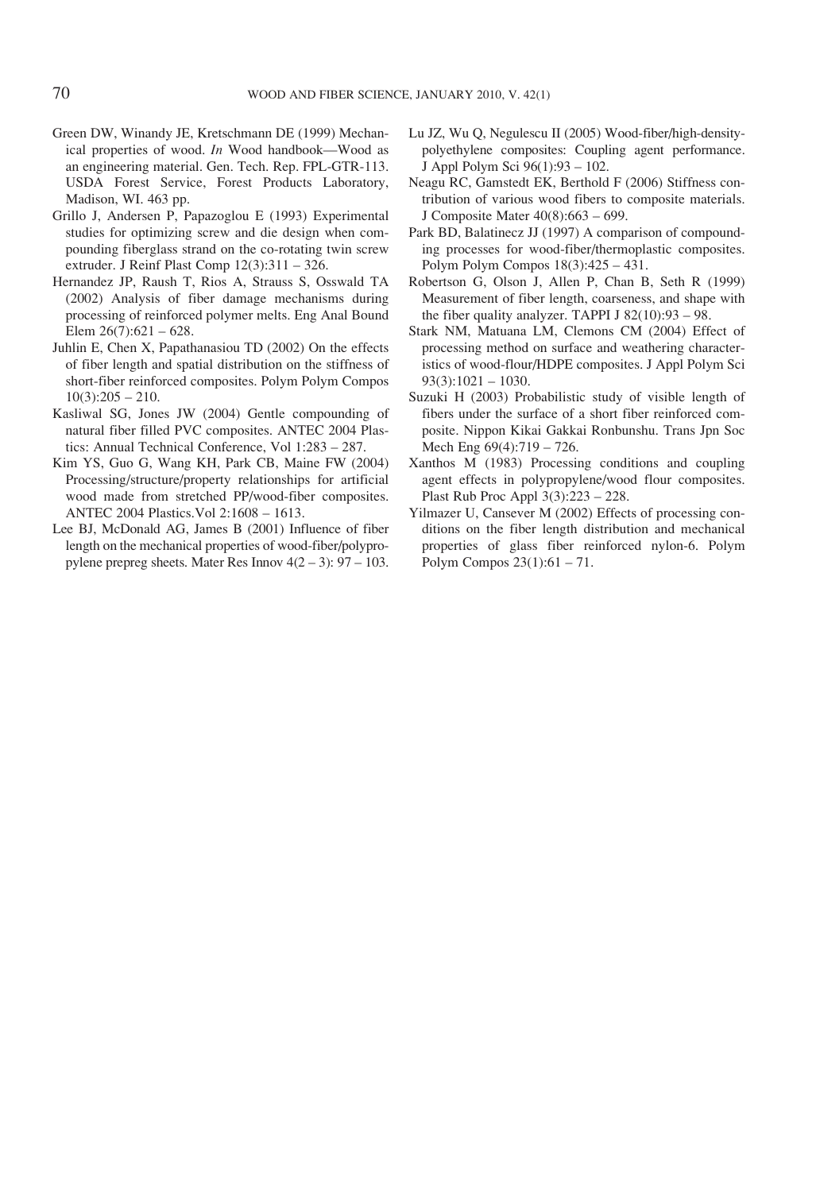Green DW, Winandy JE, Kretschmann DE (1999) Mechanical properties of wood. *In* Wood handbook—Wood as an engineering material. Gen. Tech. Rep. FPL-GTR-113. USDA Forest Service, Forest Products Laboratory, Madison, WI. 463 pp.

Grillo J, Andersen P, Papazoglou E (1993) Experimental studies for optimizing screw and die design when compounding fiberglass strand on the co-rotating twin screw extruder. J Reinf Plast Comp 12(3):311 – 326.

Hernandez JP, Raush T, Rios A, Strauss S, Osswald TA (2002) Analysis of fiber damage mechanisms during processing of reinforced polymer melts. Eng Anal Bound Elem 26(7):621 – 628.

Juhlin E, Chen X, Papathanasiou TD (2002) On the effects of fiber length and spatial distribution on the stiffness of short-fiber reinforced composites. Polym Polym Compos 10(3):205 – 210.

Kasliwal SG, Jones JW (2004) Gentle compounding of natural fiber filled PVC composites. ANTEC 2004 Plastics: Annual Technical Conference, Vol 1:283 – 287.

Kim YS, Guo G, Wang KH, Park CB, Maine FW (2004) Processing/structure/property relationships for artificial wood made from stretched PP/wood-fiber composites. ANTEC 2004 Plastics.Vol 2:1608 – 1613.

Lee BJ, McDonald AG, James B (2001) Influence of fiber length on the mechanical properties of wood-fiber/polypropylene prepreg sheets. Mater Res Innov 4(2 – 3): 97 – 103.

Lu JZ, Wu Q, Negulescu II (2005) Wood-fiber/high-density-polyethylene composites: Coupling agent performance. J Appl Polym Sci 96(1):93 – 102.

Neagu RC, Gamstedt EK, Berthold F (2006) Stiffness contribution of various wood fibers to composite materials. J Composite Mater 40(8):663 – 699.

Park BD, Balatinecz JJ (1997) A comparison of compounding processes for wood-fiber/thermoplastic composites. Polym Polym Compos 18(3):425 – 431.

Robertson G, Olson J, Allen P, Chan B, Seth R (1999) Measurement of fiber length, coarseness, and shape with the fiber quality analyzer. TAPPI J 82(10):93 – 98.

Stark NM, Matuana LM, Clemons CM (2004) Effect of processing method on surface and weathering characteristics of wood-flour/HDPE composites. J Appl Polym Sci 93(3):1021 – 1030.

Suzuki H (2003) Probabilistic study of visible length of fibers under the surface of a short fiber reinforced composite. Nippon Kikai Gakkai Ronbunshu. Trans Jpn Soc Mech Eng 69(4):719 – 726.

Xanthos M (1983) Processing conditions and coupling agent effects in polypropylene/wood flour composites. Plast Rub Proc Appl 3(3):223 – 228.

Yilmazer U, Cansever M (2002) Effects of processing conditions on the fiber length distribution and mechanical properties of glass fiber reinforced nylon-6. Polym Polym Compos 23(1):61 – 71.